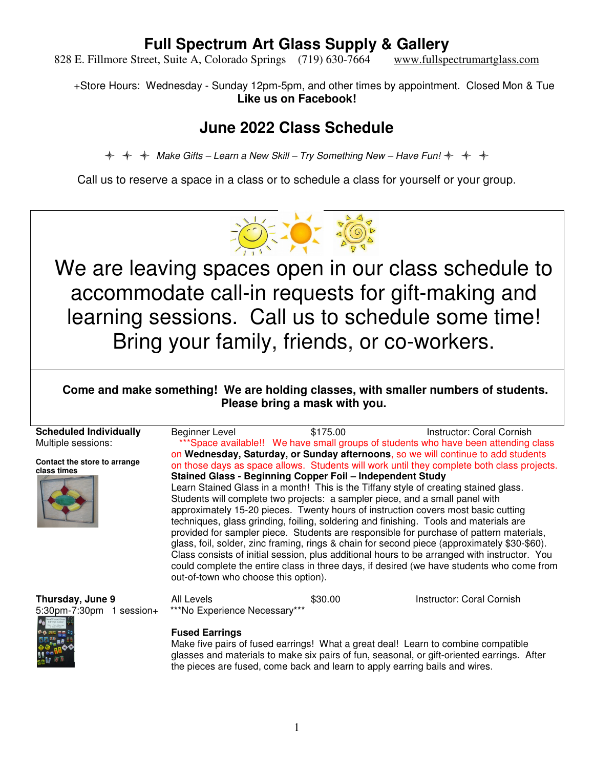# Full Spectrum Art Glass Supply & Gallery

828 E. Fillmore Street, Suite A, Colorado Springs (719) 630-7664 www.fullspectrumartglass.com

+Store Hours: Wednesday - Sunday 12pm-5pm, and other times by appointment. Closed Mon & Tue

**Like us on Facebook!**

## June 2022 Class Schedule

*Make Gifts – Learn a New Skill – Try Something New – Have Fun!*

Call us to reserve a space in a class or to schedule a class for yourself or your group.

We are leaving spaces open in our class schedule to accommodate call-in requests for gift-making and learning sessions. Call us to schedule some time! Bring your family, friends, or co-workers.

**Come and make something! We are holding classes, with smaller numbers of students. Please bring a mask with you.**

---

**Scheduled Individually**
Multiple sessions:

**Contact the store to arrange class times**

Beginner Level | $175.00 | Instructor: Coral Cornish

***Space available!! We have small groups of students who have been attending class on **Wednesday, Saturday, or Sunday afternoons**, so we will continue to add students on those days as space allows. Students will work until they complete both class projects.

**Stained Glass - Beginning Copper Foil – Independent Study**

Learn Stained Glass in a month! This is the Tiffany style of creating stained glass. Students will complete two projects: a sampler piece, and a small panel with approximately 15-20 pieces. Twenty hours of instruction covers most basic cutting techniques, glass grinding, foiling, soldering and finishing. Tools and materials are provided for sampler piece. Students are responsible for purchase of pattern materials, glass, foil, solder, zinc framing, rings & chain for second piece (approximately $30-$60). Class consists of initial session, plus additional hours to be arranged with instructor. You could complete the entire class in three days, if desired (we have students who come from out-of-town who choose this option).

---

**Thursday, June 9**
5:30pm-7:30pm 1 session+

All Levels | $30.00 | Instructor: Coral Cornish

***No Experience Necessary***

**Fused Earrings**

Make five pairs of fused earrings! What a great deal! Learn to combine compatible glasses and materials to make six pairs of fun, seasonal, or gift-oriented earrings. After the pieces are fused, come back and learn to apply earring bails and wires.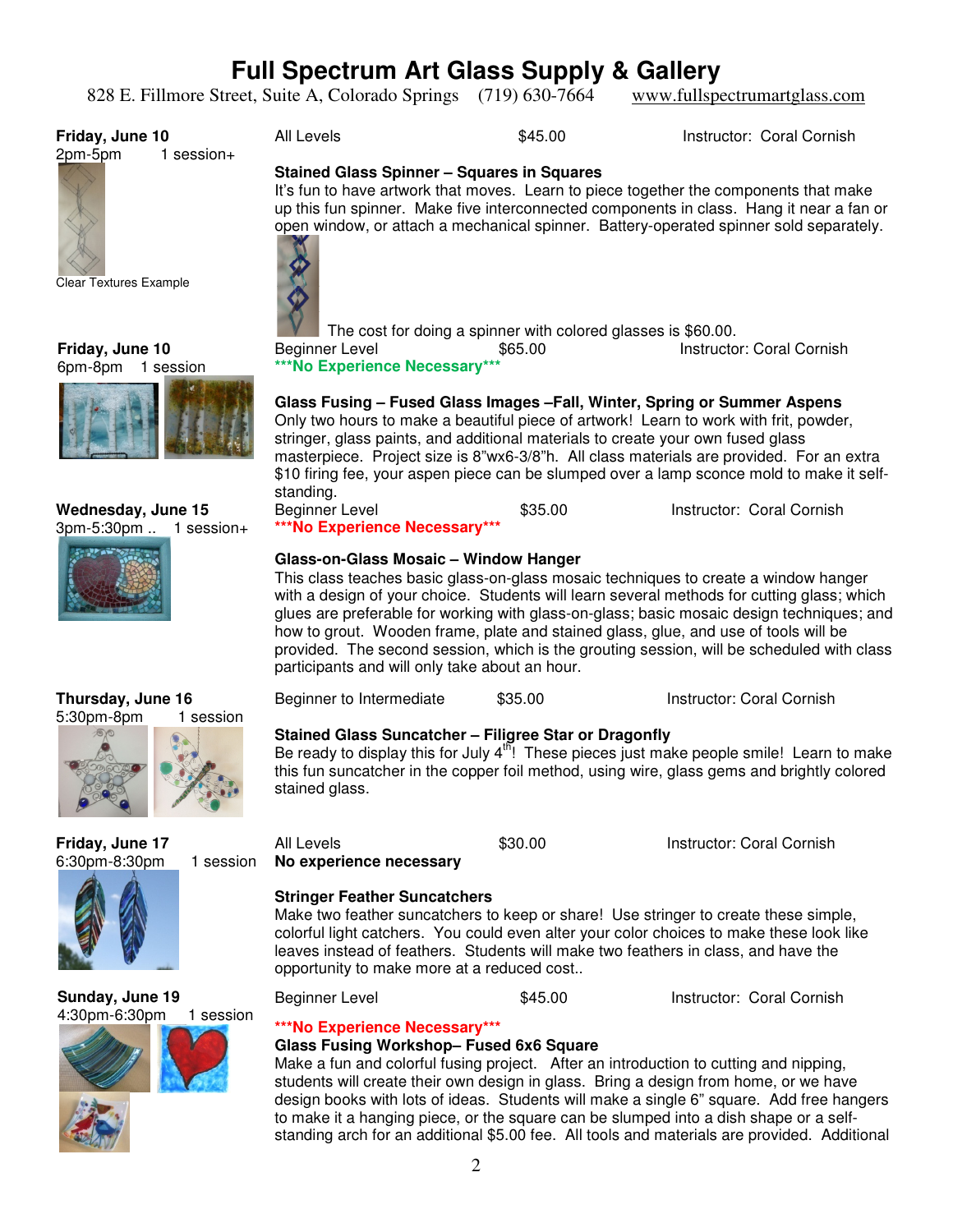# Full Spectrum Art Glass Supply & Gallery

828 E. Fillmore Street, Suite A, Colorado Springs (719) 630-7664 www.fullspectrumartglass.com

**Friday, June 10**
2pm-5pm 1 session+

All Levels $45.00 Instructor: Coral Cornish

**Stained Glass Spinner – Squares in Squares**

It's fun to have artwork that moves. Learn to piece together the components that make up this fun spinner. Make five interconnected components in class. Hang it near a fan or open window, or attach a mechanical spinner. Battery-operated spinner sold separately.

Clear Textures Example

The cost for doing a spinner with colored glasses is $60.00.

**Friday, June 10**
6pm-8pm 1 session

Beginner Level $65.00 Instructor: Coral Cornish

*****No Experience Necessary*****

**Glass Fusing – Fused Glass Images –Fall, Winter, Spring or Summer Aspens**

Only two hours to make a beautiful piece of artwork! Learn to work with frit, powder, stringer, glass paints, and additional materials to create your own fused glass masterpiece. Project size is 8"wx6-3/8"h. All class materials are provided. For an extra $10 firing fee, your aspen piece can be slumped over a lamp sconce mold to make it self-standing.

**Wednesday, June 15**
3pm-5:30pm .. 1 session+

Beginner Level $35.00 Instructor: Coral Cornish

*****No Experience Necessary*****

**Glass-on-Glass Mosaic – Window Hanger**

This class teaches basic glass-on-glass mosaic techniques to create a window hanger with a design of your choice. Students will learn several methods for cutting glass; which glues are preferable for working with glass-on-glass; basic mosaic design techniques; and how to grout. Wooden frame, plate and stained glass, glue, and use of tools will be provided. The second session, which is the grouting session, will be scheduled with class participants and will only take about an hour.

**Thursday, June 16**
5:30pm-8pm 1 session

Beginner to Intermediate $35.00 Instructor: Coral Cornish

**Stained Glass Suncatcher – Filigree Star or Dragonfly**

Be ready to display this for July 4th! These pieces just make people smile! Learn to make this fun suncatcher in the copper foil method, using wire, glass gems and brightly colored stained glass.

**Friday, June 17**
6:30pm-8:30pm 1 session

All Levels $30.00 Instructor: Coral Cornish

**No experience necessary**

**Stringer Feather Suncatchers**

Make two feather suncatchers to keep or share! Use stringer to create these simple, colorful light catchers. You could even alter your color choices to make these look like leaves instead of feathers. Students will make two feathers in class, and have the opportunity to make more at a reduced cost..

**Sunday, June 19**
4:30pm-6:30pm 1 session

Beginner Level $45.00 Instructor: Coral Cornish

*****No Experience Necessary*****

**Glass Fusing Workshop– Fused 6x6 Square**

Make a fun and colorful fusing project. After an introduction to cutting and nipping, students will create their own design in glass. Bring a design from home, or we have design books with lots of ideas. Students will make a single 6" square. Add free hangers to make it a hanging piece, or the square can be slumped into a dish shape or a self-standing arch for an additional $5.00 fee. All tools and materials are provided. Additional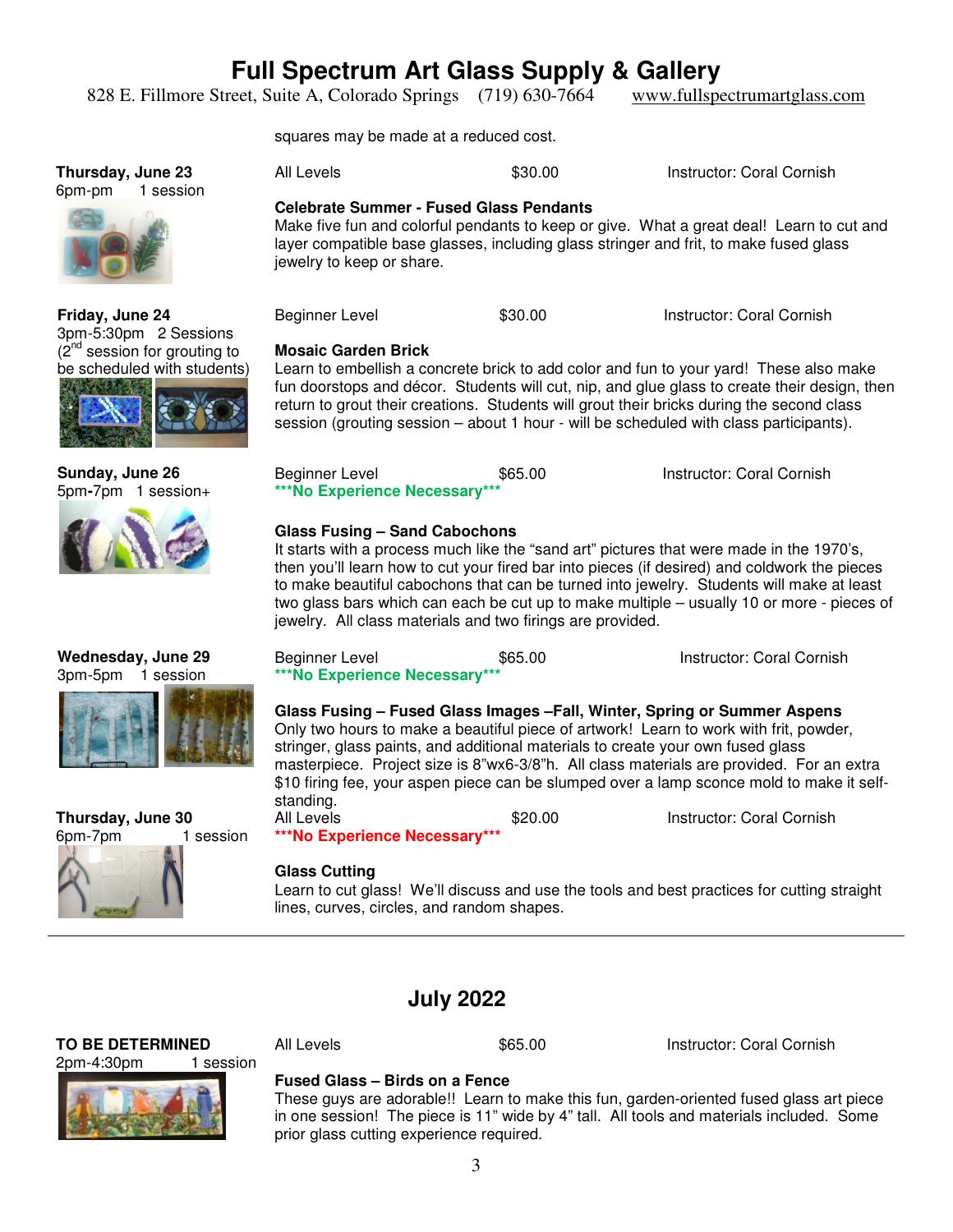# Full Spectrum Art Glass Supply & Gallery

828 E. Fillmore Street, Suite A, Colorado Springs (719) 630-7664 www.fullspectrumartglass.com

squares may be made at a reduced cost.

**Thursday, June 23**
6pm-pm 1 session

All Levels $30.00 Instructor: Coral Cornish

**Celebrate Summer - Fused Glass Pendants**
Make five fun and colorful pendants to keep or give. What a great deal! Learn to cut and layer compatible base glasses, including glass stringer and frit, to make fused glass jewelry to keep or share.

**Friday, June 24**
3pm-5:30pm 2 Sessions
(2nd session for grouting to be scheduled with students)

Beginner Level $30.00 Instructor: Coral Cornish

**Mosaic Garden Brick**
Learn to embellish a concrete brick to add color and fun to your yard! These also make fun doorstops and décor. Students will cut, nip, and glue glass to create their design, then return to grout their creations. Students will grout their bricks during the second class session (grouting session – about 1 hour - will be scheduled with class participants).

**Sunday, June 26**
5pm-7pm 1 session+

Beginner Level $65.00 Instructor: Coral Cornish
**\*\*\*No Experience Necessary\*\*\***

**Glass Fusing – Sand Cabochons**
It starts with a process much like the "sand art" pictures that were made in the 1970's, then you'll learn how to cut your fired bar into pieces (if desired) and coldwork the pieces to make beautiful cabochons that can be turned into jewelry. Students will make at least two glass bars which can each be cut up to make multiple – usually 10 or more - pieces of jewelry. All class materials and two firings are provided.

**Wednesday, June 29**
3pm-5pm 1 session

Beginner Level $65.00 Instructor: Coral Cornish
**\*\*\*No Experience Necessary\*\*\***

**Glass Fusing – Fused Glass Images –Fall, Winter, Spring or Summer Aspens**
Only two hours to make a beautiful piece of artwork! Learn to work with frit, powder, stringer, glass paints, and additional materials to create your own fused glass masterpiece. Project size is 8"wx6-3/8"h. All class materials are provided. For an extra $10 firing fee, your aspen piece can be slumped over a lamp sconce mold to make it self-standing.

**Thursday, June 30**
6pm-7pm 1 session

All Levels $20.00 Instructor: Coral Cornish
**\*\*\*No Experience Necessary\*\*\***

**Glass Cutting**
Learn to cut glass! We'll discuss and use the tools and best practices for cutting straight lines, curves, circles, and random shapes.

---

## July 2022

**TO BE DETERMINED**
2pm-4:30pm 1 session

All Levels $65.00 Instructor: Coral Cornish

**Fused Glass – Birds on a Fence**
These guys are adorable!! Learn to make this fun, garden-oriented fused glass art piece in one session! The piece is 11" wide by 4" tall. All tools and materials included. Some prior glass cutting experience required.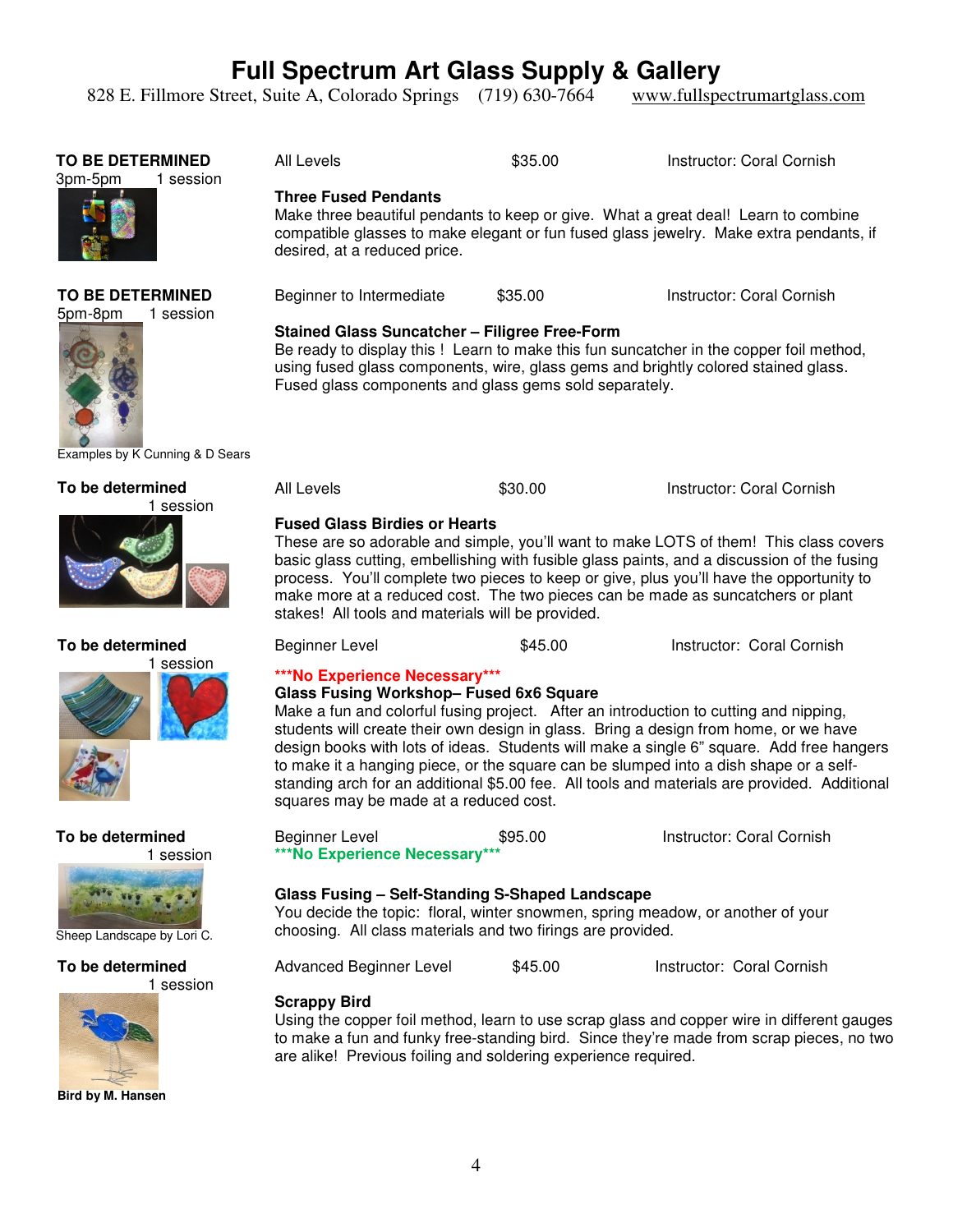# Full Spectrum Art Glass Supply & Gallery

828 E. Fillmore Street, Suite A, Colorado Springs (719) 630-7664 www.fullspectrumartglass.com

**TO BE DETERMINED**
3pm-5pm 1 session

All Levels $35.00 Instructor: Coral Cornish

**Three Fused Pendants**
Make three beautiful pendants to keep or give. What a great deal! Learn to combine compatible glasses to make elegant or fun fused glass jewelry. Make extra pendants, if desired, at a reduced price.

**TO BE DETERMINED**
5pm-8pm 1 session

Beginner to Intermediate $35.00 Instructor: Coral Cornish

**Stained Glass Suncatcher – Filigree Free-Form**
Be ready to display this ! Learn to make this fun suncatcher in the copper foil method, using fused glass components, wire, glass gems and brightly colored stained glass. Fused glass components and glass gems sold separately.

Examples by K Cunning & D Sears

**To be determined**
1 session

All Levels $30.00 Instructor: Coral Cornish

**Fused Glass Birdies or Hearts**
These are so adorable and simple, you'll want to make LOTS of them! This class covers basic glass cutting, embellishing with fusible glass paints, and a discussion of the fusing process. You'll complete two pieces to keep or give, plus you'll have the opportunity to make more at a reduced cost. The two pieces can be made as suncatchers or plant stakes! All tools and materials will be provided.

**To be determined**
1 session

Beginner Level $45.00 Instructor: Coral Cornish

**\*\*\*No Experience Necessary\*\*\***
**Glass Fusing Workshop– Fused 6x6 Square**
Make a fun and colorful fusing project. After an introduction to cutting and nipping, students will create their own design in glass. Bring a design from home, or we have design books with lots of ideas. Students will make a single 6" square. Add free hangers to make it a hanging piece, or the square can be slumped into a dish shape or a self-standing arch for an additional $5.00 fee. All tools and materials are provided. Additional squares may be made at a reduced cost.

**To be determined**
1 session

Beginner Level $95.00 Instructor: Coral Cornish
**\*\*\*No Experience Necessary\*\*\***

**Glass Fusing – Self-Standing S-Shaped Landscape**
You decide the topic: floral, winter snowmen, spring meadow, or another of your choosing. All class materials and two firings are provided.

Sheep Landscape by Lori C.

**To be determined**
1 session

Advanced Beginner Level $45.00 Instructor: Coral Cornish

**Scrappy Bird**
Using the copper foil method, learn to use scrap glass and copper wire in different gauges to make a fun and funky free-standing bird. Since they're made from scrap pieces, no two are alike! Previous foiling and soldering experience required.

**Bird by M. Hansen**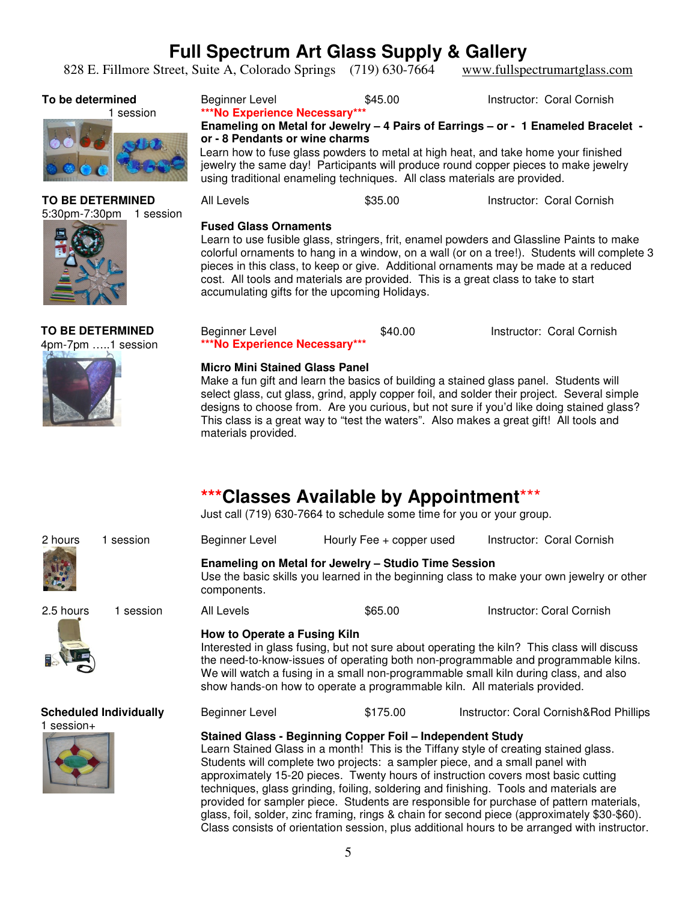# Full Spectrum Art Glass Supply & Gallery

828 E. Fillmore Street, Suite A, Colorado Springs (719) 630-7664 www.fullspectrumartglass.com

**To be determined**
1 session

Beginner Level $45.00 Instructor: Coral Cornish

*****No Experience Necessary*****

**Enameling on Metal for Jewelry – 4 Pairs of Earrings – or - 1 Enameled Bracelet - or - 8 Pendants or wine charms**

Learn how to fuse glass powders to metal at high heat, and take home your finished jewelry the same day! Participants will produce round copper pieces to make jewelry using traditional enameling techniques. All class materials are provided.

**TO BE DETERMINED**
5:30pm-7:30pm 1 session

All Levels $35.00 Instructor: Coral Cornish

**Fused Glass Ornaments**

Learn to use fusible glass, stringers, frit, enamel powders and Glassline Paints to make colorful ornaments to hang in a window, on a wall (or on a tree!). Students will complete 3 pieces in this class, to keep or give. Additional ornaments may be made at a reduced cost. All tools and materials are provided. This is a great class to take to start accumulating gifts for the upcoming Holidays.

**TO BE DETERMINED**
4pm-7pm …..1 session

Beginner Level $40.00 Instructor: Coral Cornish

*****No Experience Necessary*****

**Micro Mini Stained Glass Panel**

Make a fun gift and learn the basics of building a stained glass panel. Students will select glass, cut glass, grind, apply copper foil, and solder their project. Several simple designs to choose from. Are you curious, but not sure if you'd like doing stained glass? This class is a great way to "test the waters". Also makes a great gift! All tools and materials provided.

## ***Classes Available by Appointment***

Just call (719) 630-7664 to schedule some time for you or your group.

2 hours 1 session

Beginner Level Hourly Fee + copper used Instructor: Coral Cornish

**Enameling on Metal for Jewelry – Studio Time Session**

Use the basic skills you learned in the beginning class to make your own jewelry or other components.

2.5 hours 1 session

All Levels $65.00 Instructor: Coral Cornish

**How to Operate a Fusing Kiln**

Interested in glass fusing, but not sure about operating the kiln? This class will discuss the need-to-know-issues of operating both non-programmable and programmable kilns. We will watch a fusing in a small non-programmable small kiln during class, and also show hands-on how to operate a programmable kiln. All materials provided.

**Scheduled Individually**
1 session+

Beginner Level $175.00 Instructor: Coral Cornish&Rod Phillips

**Stained Glass - Beginning Copper Foil – Independent Study**

Learn Stained Glass in a month! This is the Tiffany style of creating stained glass. Students will complete two projects: a sampler piece, and a small panel with approximately 15-20 pieces. Twenty hours of instruction covers most basic cutting techniques, glass grinding, foiling, soldering and finishing. Tools and materials are provided for sampler piece. Students are responsible for purchase of pattern materials, glass, foil, solder, zinc framing, rings & chain for second piece (approximately $30-$60). Class consists of orientation session, plus additional hours to be arranged with instructor.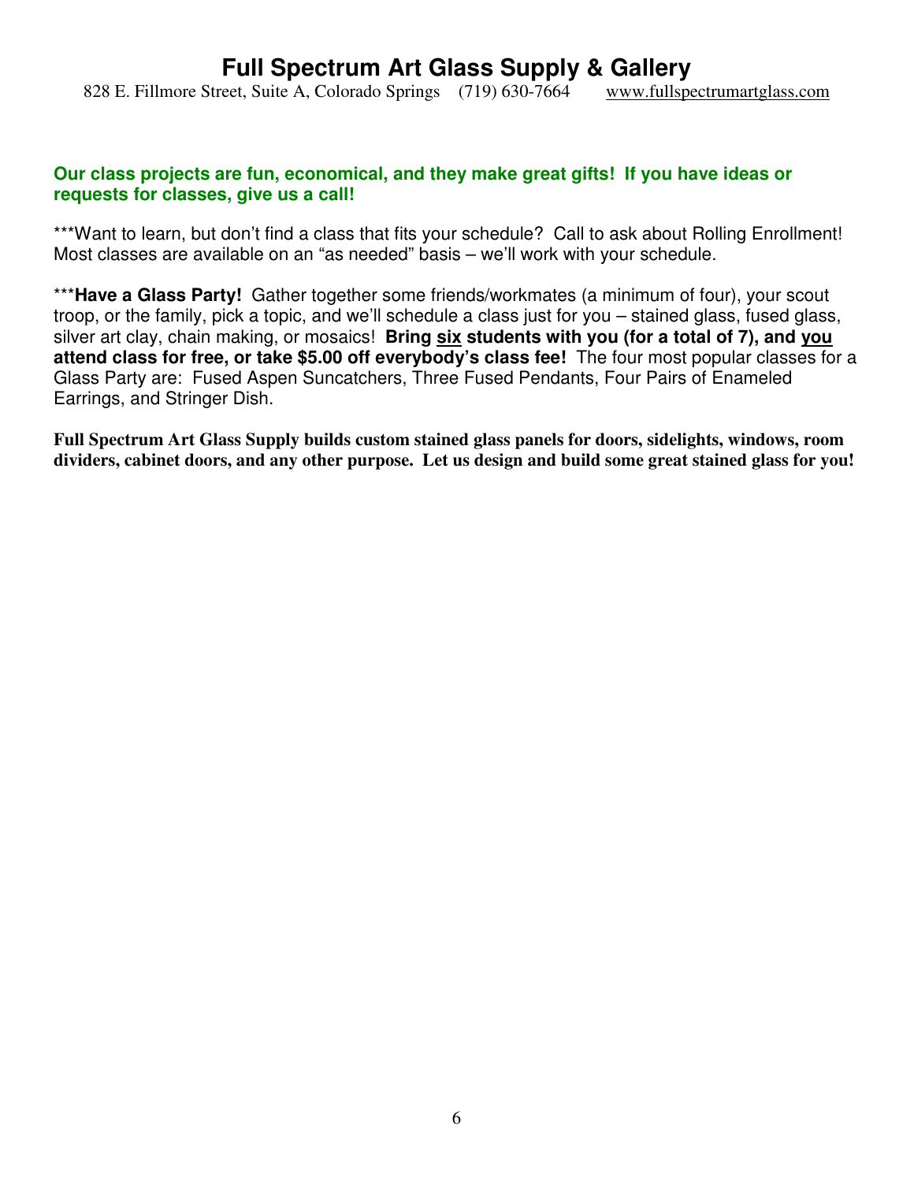# Full Spectrum Art Glass Supply & Gallery

828 E. Fillmore Street, Suite A, Colorado Springs (719) 630-7664 www.fullspectrumartglass.com

**Our class projects are fun, economical, and they make great gifts! If you have ideas or requests for classes, give us a call!**

***Want to learn, but don't find a class that fits your schedule? Call to ask about Rolling Enrollment! Most classes are available on an "as needed" basis – we'll work with your schedule.

*****Have a Glass Party!** Gather together some friends/workmates (a minimum of four), your scout troop, or the family, pick a topic, and we'll schedule a class just for you – stained glass, fused glass, silver art clay, chain making, or mosaics! **Bring six students with you (for a total of 7), and you attend class for free, or take $5.00 off everybody's class fee!** The four most popular classes for a Glass Party are: Fused Aspen Suncatchers, Three Fused Pendants, Four Pairs of Enameled Earrings, and Stringer Dish.

**Full Spectrum Art Glass Supply builds custom stained glass panels for doors, sidelights, windows, room dividers, cabinet doors, and any other purpose. Let us design and build some great stained glass for you!**